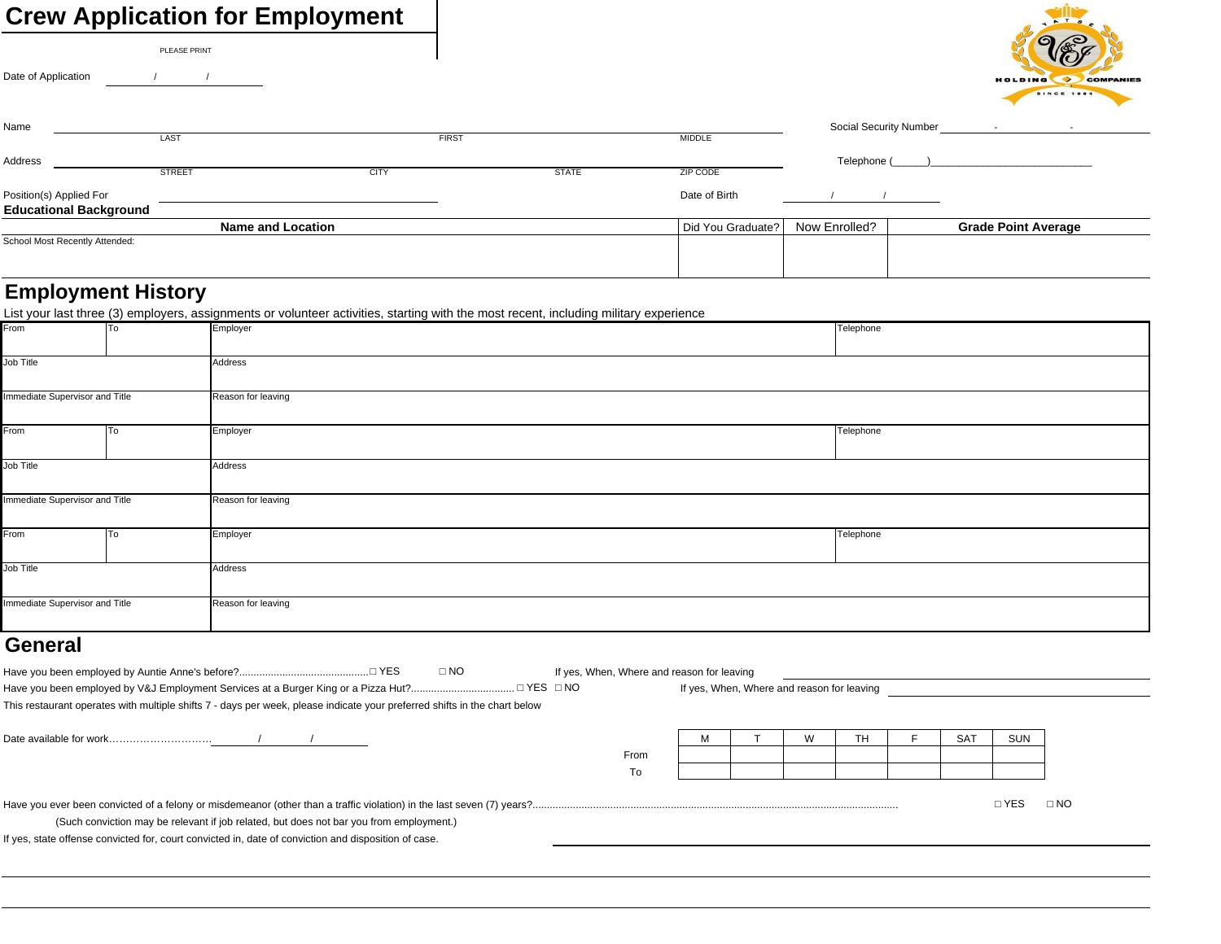# Crew Application for Employment

PLEASE PRINT

HOLDING COMPANIES
SINCE 1984

Date of Application ______ / ______ / ______

Name ________________________________________________
LAST FIRST MIDDLE

Social Security Number ______ - ______ - ______

Address ________________________________________________
STREET CITY STATE ZIP CODE

Telephone (______)____________________________

Position(s) Applied For ______________________

Date of Birth ______ / ______ / ______

## Educational Background

| Name and Location | Did You Graduate? | Now Enrolled? | Grade Point Average |
|---|---|---|---|
| School Most Recently Attended: | | | |

## Employment History

List your last three (3) employers, assignments or volunteer activities, starting with the most recent, including military experience

| From | To | Employer | Telephone |
|---|---|---|---|
| Job Title | | Address | |
| Immediate Supervisor and Title | | Reason for leaving | |
| From | To | Employer | Telephone |
| Job Title | | Address | |
| Immediate Supervisor and Title | | Reason for leaving | |
| From | To | Employer | Telephone |
| Job Title | | Address | |
| Immediate Supervisor and Title | | Reason for leaving | |

## General

Have you been employed by Auntie Anne's before?............................................. □ YES □ NO If yes, When, Where and reason for leaving ______________________

Have you been employed by V&J Employment Services at a Burger King or a Pizza Hut?.................................... □ YES □ NO If yes, When, Where and reason for leaving ______________________

This restaurant operates with multiple shifts 7 - days per week, please indicate your preferred shifts in the chart below

Date available for work…………………………. ______ / ______ / ______

| | M | T | W | TH | F | SAT | SUN |
|---|---|---|---|---|---|---|---|
| From | | | | | | | |
| To | | | | | | | |

Have you ever been convicted of a felony or misdemeanor (other than a traffic violation) in the last seven (7) years?............................................................................................................................................ □ YES □ NO

(Such conviction may be relevant if job related, but does not bar you from employment.)

If yes, state offense convicted for, court convicted in, date of conviction and disposition of case. ______________________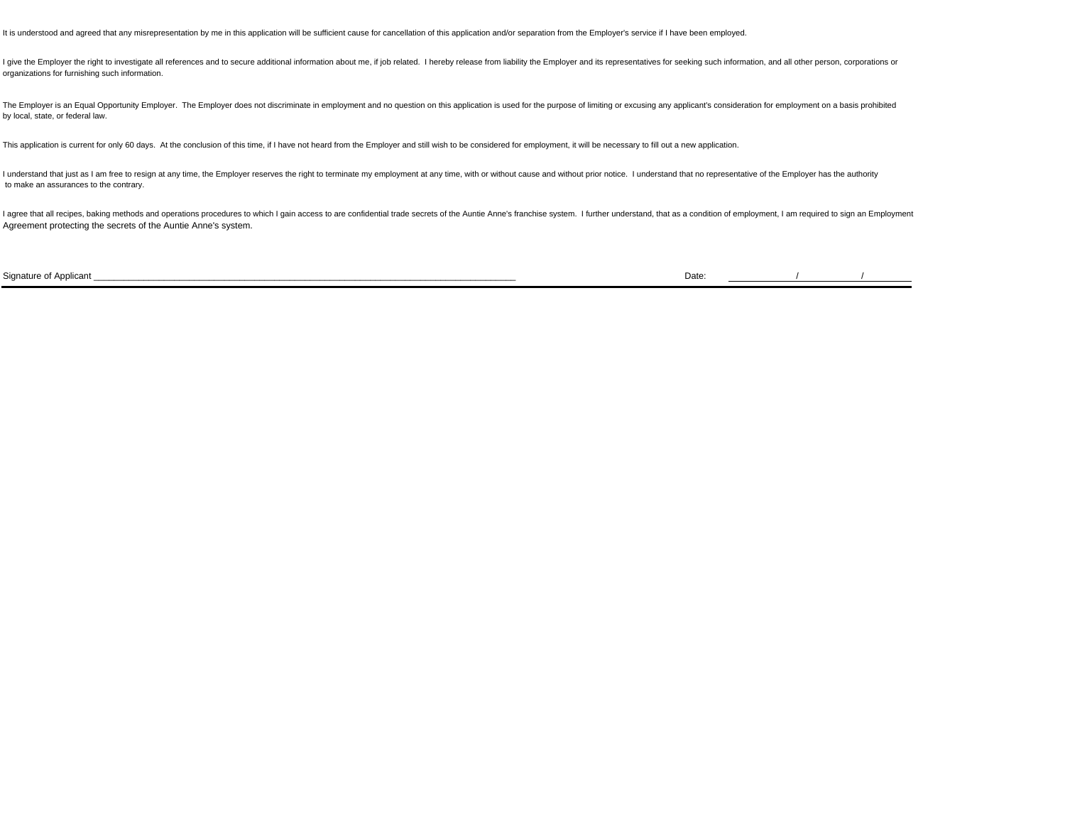It is understood and agreed that any misrepresentation by me in this application will be sufficient cause for cancellation of this application and/or separation from the Employer's service if I have been employed.

I give the Employer the right to investigate all references and to secure additional information about me, if job related. I hereby release from liability the Employer and its representatives for seeking such information, and all other person, corporations or organizations for furnishing such information.

The Employer is an Equal Opportunity Employer. The Employer does not discriminate in employment and no question on this application is used for the purpose of limiting or excusing any applicant's consideration for employment on a basis prohibited by local, state, or federal law.

This application is current for only 60 days. At the conclusion of this time, if I have not heard from the Employer and still wish to be considered for employment, it will be necessary to fill out a new application.

I understand that just as I am free to resign at any time, the Employer reserves the right to terminate my employment at any time, with or without cause and without prior notice. I understand that no representative of the Employer has the authority to make an assurances to the contrary.

I agree that all recipes, baking methods and operations procedures to which I gain access to are confidential trade secrets of the Auntie Anne's franchise system. I further understand, that as a condition of employment, I am required to sign an Employment Agreement protecting the secrets of the Auntie Anne's system.

Signature of Applicant ________________________________________________ Date: ______/______/______